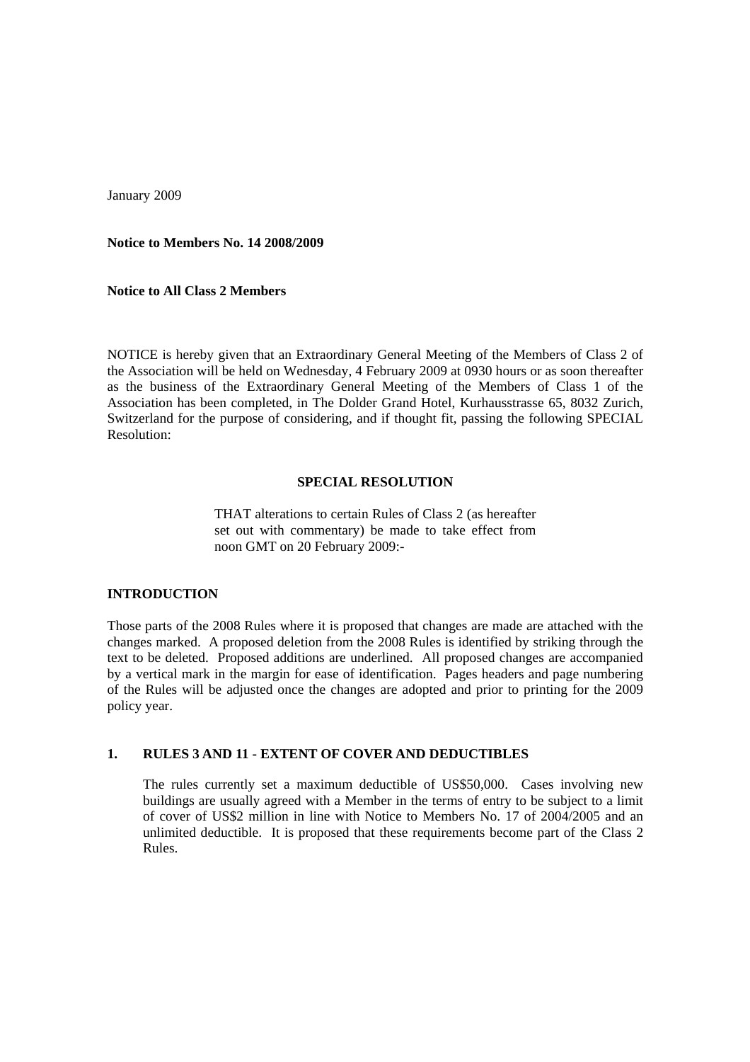January 2009

**Notice to Members No. 14 2008/2009**

**Notice to All Class 2 Members**

NOTICE is hereby given that an Extraordinary General Meeting of the Members of Class 2 of the Association will be held on Wednesday, 4 February 2009 at 0930 hours or as soon thereafter as the business of the Extraordinary General Meeting of the Members of Class 1 of the Association has been completed, in The Dolder Grand Hotel, Kurhausstrasse 65, 8032 Zurich, Switzerland for the purpose of considering, and if thought fit, passing the following SPECIAL Resolution:

## SPECIAL RESOLUTION

> THAT alterations to certain Rules of Class 2 (as hereafter set out with commentary) be made to take effect from noon GMT on 20 February 2009:-

## INTRODUCTION

Those parts of the 2008 Rules where it is proposed that changes are made are attached with the changes marked. A proposed deletion from the 2008 Rules is identified by striking through the text to be deleted. Proposed additions are underlined. All proposed changes are accompanied by a vertical mark in the margin for ease of identification. Pages headers and page numbering of the Rules will be adjusted once the changes are adopted and prior to printing for the 2009 policy year.

## 1. RULES 3 AND 11 - EXTENT OF COVER AND DEDUCTIBLES

The rules currently set a maximum deductible of US$50,000. Cases involving new buildings are usually agreed with a Member in the terms of entry to be subject to a limit of cover of US$2 million in line with Notice to Members No. 17 of 2004/2005 and an unlimited deductible. It is proposed that these requirements become part of the Class 2 Rules.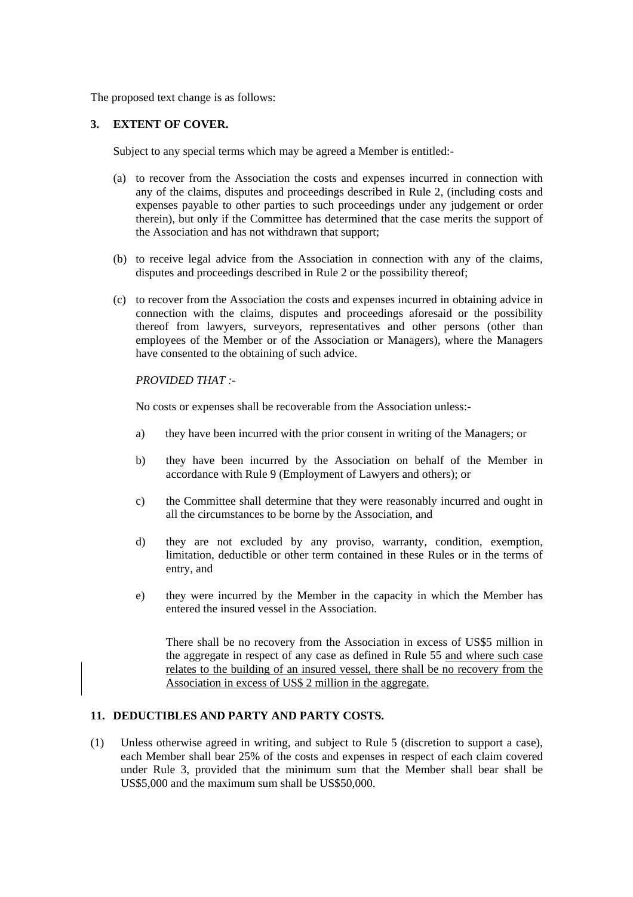The proposed text change is as follows:

## 3. EXTENT OF COVER.

Subject to any special terms which may be agreed a Member is entitled:-

(a) to recover from the Association the costs and expenses incurred in connection with any of the claims, disputes and proceedings described in Rule 2, (including costs and expenses payable to other parties to such proceedings under any judgement or order therein), but only if the Committee has determined that the case merits the support of the Association and has not withdrawn that support;

(b) to receive legal advice from the Association in connection with any of the claims, disputes and proceedings described in Rule 2 or the possibility thereof;

(c) to recover from the Association the costs and expenses incurred in obtaining advice in connection with the claims, disputes and proceedings aforesaid or the possibility thereof from lawyers, surveyors, representatives and other persons (other than employees of the Member or of the Association or Managers), where the Managers have consented to the obtaining of such advice.

*PROVIDED THAT :-*

No costs or expenses shall be recoverable from the Association unless:-

a) they have been incurred with the prior consent in writing of the Managers; or

b) they have been incurred by the Association on behalf of the Member in accordance with Rule 9 (Employment of Lawyers and others); or

c) the Committee shall determine that they were reasonably incurred and ought in all the circumstances to be borne by the Association, and

d) they are not excluded by any proviso, warranty, condition, exemption, limitation, deductible or other term contained in these Rules or in the terms of entry, and

e) they were incurred by the Member in the capacity in which the Member has entered the insured vessel in the Association.

There shall be no recovery from the Association in excess of US$5 million in the aggregate in respect of any case as defined in Rule 55 <u>and where such case relates to the building of an insured vessel, there shall be no recovery from the Association in excess of US$ 2 million in the aggregate.</u>

## 11. DEDUCTIBLES AND PARTY AND PARTY COSTS.

(1) Unless otherwise agreed in writing, and subject to Rule 5 (discretion to support a case), each Member shall bear 25% of the costs and expenses in respect of each claim covered under Rule 3, provided that the minimum sum that the Member shall bear shall be US$5,000 and the maximum sum shall be US$50,000.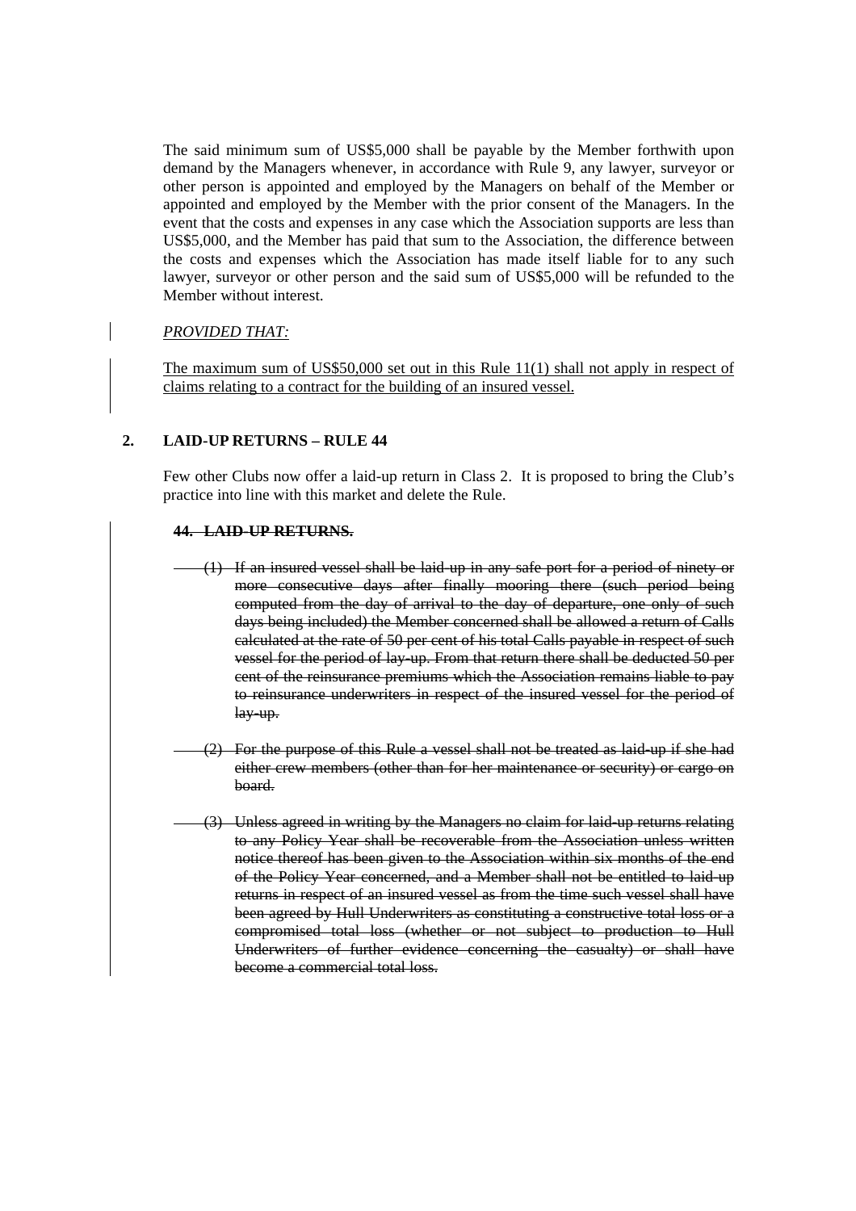The said minimum sum of US$5,000 shall be payable by the Member forthwith upon demand by the Managers whenever, in accordance with Rule 9, any lawyer, surveyor or other person is appointed and employed by the Managers on behalf of the Member or appointed and employed by the Member with the prior consent of the Managers. In the event that the costs and expenses in any case which the Association supports are less than US$5,000, and the Member has paid that sum to the Association, the difference between the costs and expenses which the Association has made itself liable for to any such lawyer, surveyor or other person and the said sum of US$5,000 will be refunded to the Member without interest.

<u>*PROVIDED THAT:*</u>

<u>The maximum sum of US$50,000 set out in this Rule 11(1) shall not apply in respect of claims relating to a contract for the building of an insured vessel.</u>

## 2. LAID-UP RETURNS – RULE 44

Few other Clubs now offer a laid-up return in Class 2. It is proposed to bring the Club's practice into line with this market and delete the Rule.

**~~44. LAID-UP RETURNS.~~**

~~(1) If an insured vessel shall be laid-up in any safe port for a period of ninety or more consecutive days after finally mooring there (such period being computed from the day of arrival to the day of departure, one only of such days being included) the Member concerned shall be allowed a return of Calls calculated at the rate of 50 per cent of his total Calls payable in respect of such vessel for the period of lay-up. From that return there shall be deducted 50 per cent of the reinsurance premiums which the Association remains liable to pay to reinsurance underwriters in respect of the insured vessel for the period of lay-up.~~

~~(2) For the purpose of this Rule a vessel shall not be treated as laid-up if she had either crew members (other than for her maintenance or security) or cargo on board.~~

~~(3) Unless agreed in writing by the Managers no claim for laid-up returns relating to any Policy Year shall be recoverable from the Association unless written notice thereof has been given to the Association within six months of the end of the Policy Year concerned, and a Member shall not be entitled to laid-up returns in respect of an insured vessel as from the time such vessel shall have been agreed by Hull Underwriters as constituting a constructive total loss or a compromised total loss (whether or not subject to production to Hull Underwriters of further evidence concerning the casualty) or shall have become a commercial total loss.~~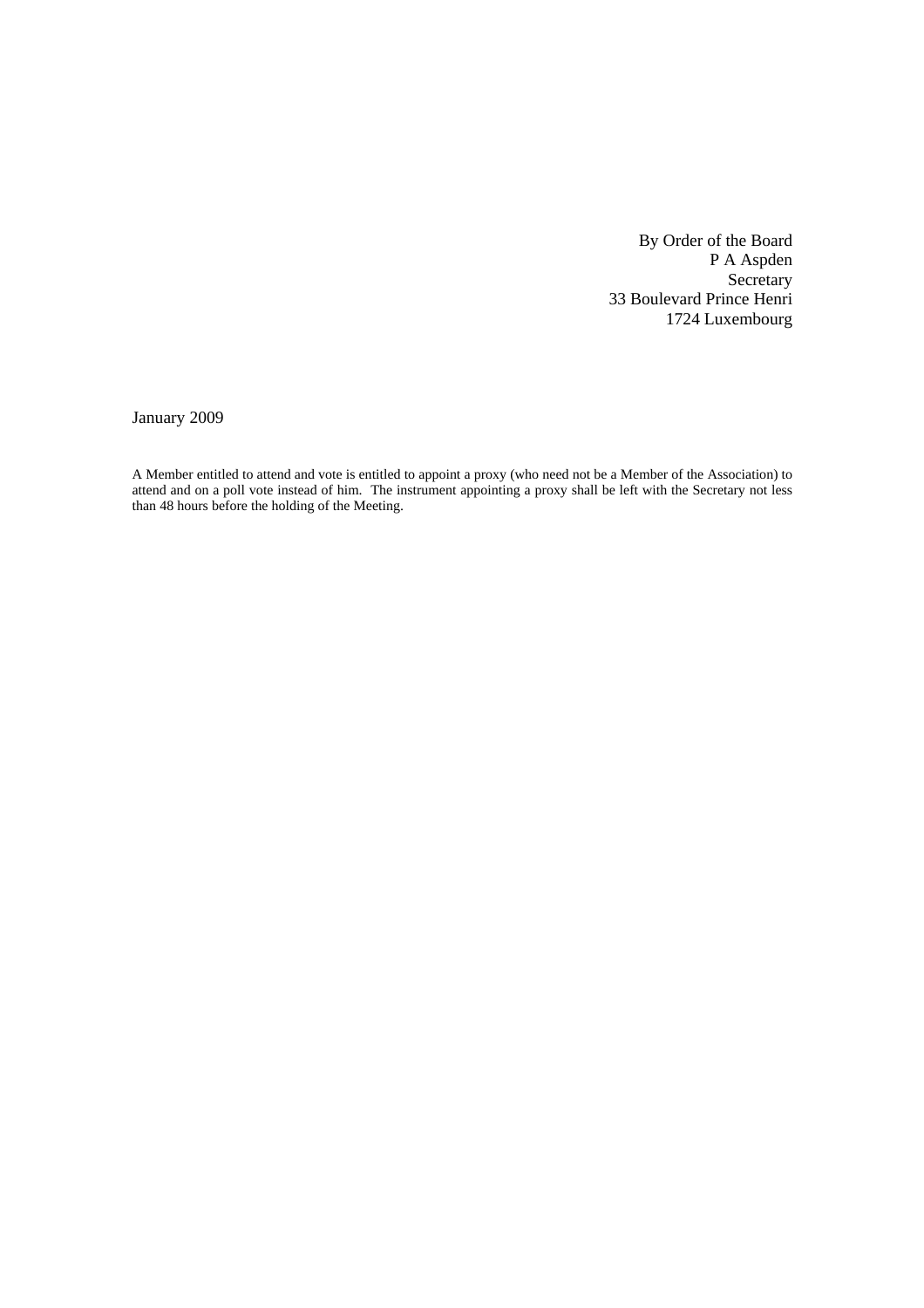By Order of the Board
P A Aspden
Secretary
33 Boulevard Prince Henri
1724 Luxembourg

January 2009

A Member entitled to attend and vote is entitled to appoint a proxy (who need not be a Member of the Association) to attend and on a poll vote instead of him. The instrument appointing a proxy shall be left with the Secretary not less than 48 hours before the holding of the Meeting.